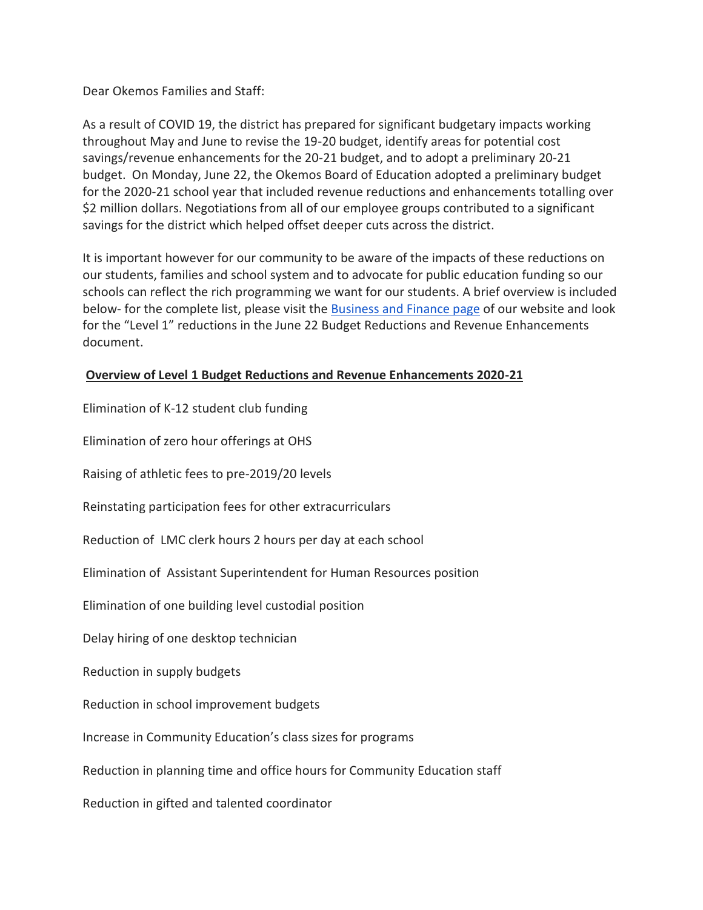Dear Okemos Families and Staff:

As a result of COVID 19, the district has prepared for significant budgetary impacts working throughout May and June to revise the 19-20 budget, identify areas for potential cost savings/revenue enhancements for the 20-21 budget, and to adopt a preliminary 20-21 budget. On Monday, June 22, the Okemos Board of Education adopted a preliminary budget for the 2020-21 school year that included revenue reductions and enhancements totalling over $2 million dollars. Negotiations from all of our employee groups contributed to a significant savings for the district which helped offset deeper cuts across the district.

It is important however for our community to be aware of the impacts of these reductions on our students, families and school system and to advocate for public education funding so our schools can reflect the rich programming we want for our students. A brief overview is included below- for the complete list, please visit the Business and Finance page of our website and look for the "Level 1" reductions in the June 22 Budget Reductions and Revenue Enhancements document.

**<u>Overview of Level 1 Budget Reductions and Revenue Enhancements 2020-21</u>**

Elimination of K-12 student club funding

Elimination of zero hour offerings at OHS

Raising of athletic fees to pre-2019/20 levels

Reinstating participation fees for other extracurriculars

Reduction of LMC clerk hours 2 hours per day at each school

Elimination of Assistant Superintendent for Human Resources position

Elimination of one building level custodial position

Delay hiring of one desktop technician

Reduction in supply budgets

Reduction in school improvement budgets

Increase in Community Education's class sizes for programs

Reduction in planning time and office hours for Community Education staff

Reduction in gifted and talented coordinator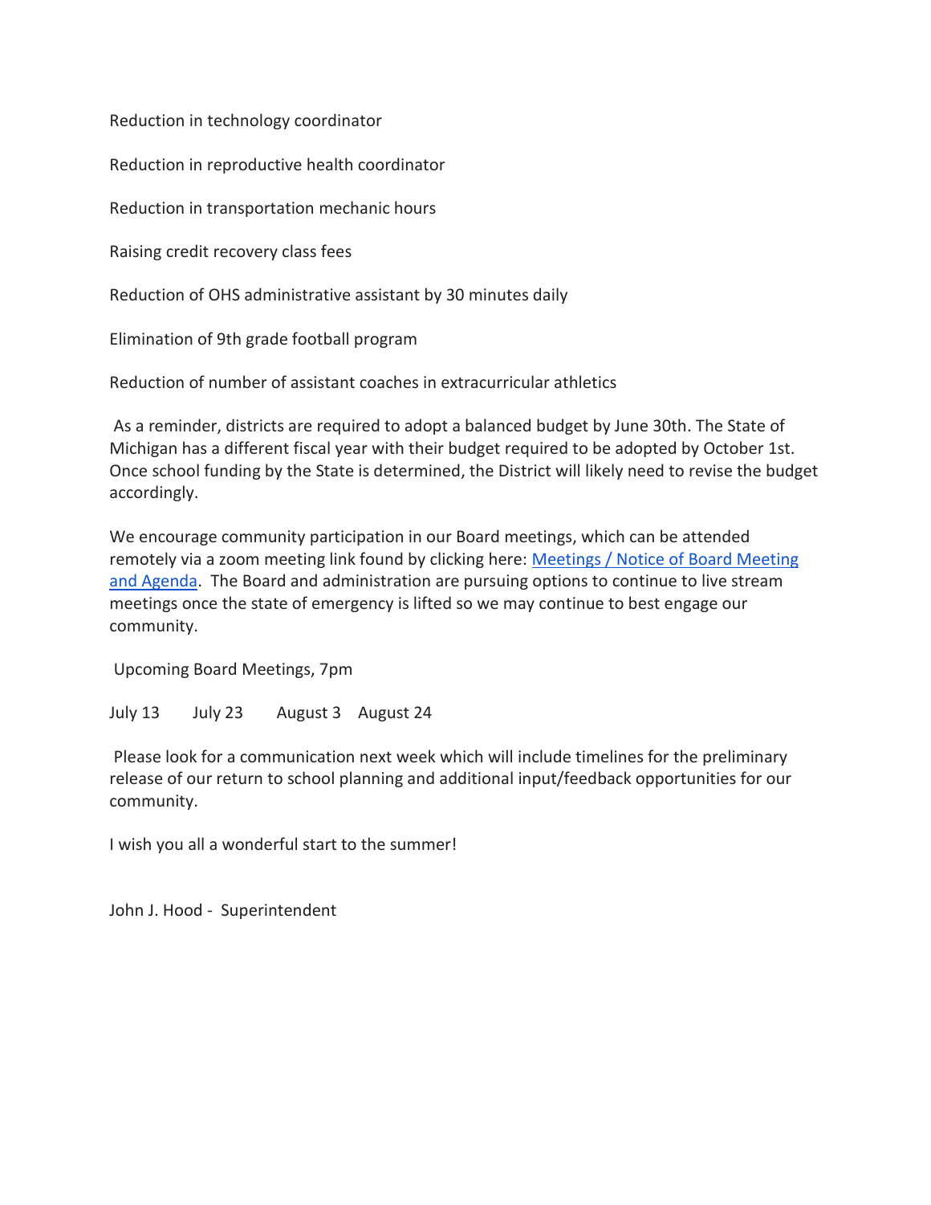Reduction in technology coordinator

Reduction in reproductive health coordinator

Reduction in transportation mechanic hours

Raising credit recovery class fees

Reduction of OHS administrative assistant by 30 minutes daily

Elimination of 9th grade football program

Reduction of number of assistant coaches in extracurricular athletics

As a reminder, districts are required to adopt a balanced budget by June 30th. The State of Michigan has a different fiscal year with their budget required to be adopted by October 1st. Once school funding by the State is determined, the District will likely need to revise the budget accordingly.

We encourage community participation in our Board meetings, which can be attended remotely via a zoom meeting link found by clicking here: Meetings / Notice of Board Meeting and Agenda. The Board and administration are pursuing options to continue to live stream meetings once the state of emergency is lifted so we may continue to best engage our community.

Upcoming Board Meetings, 7pm

July 13 July 23 August 3 August 24

Please look for a communication next week which will include timelines for the preliminary release of our return to school planning and additional input/feedback opportunities for our community.

I wish you all a wonderful start to the summer!

John J. Hood - Superintendent